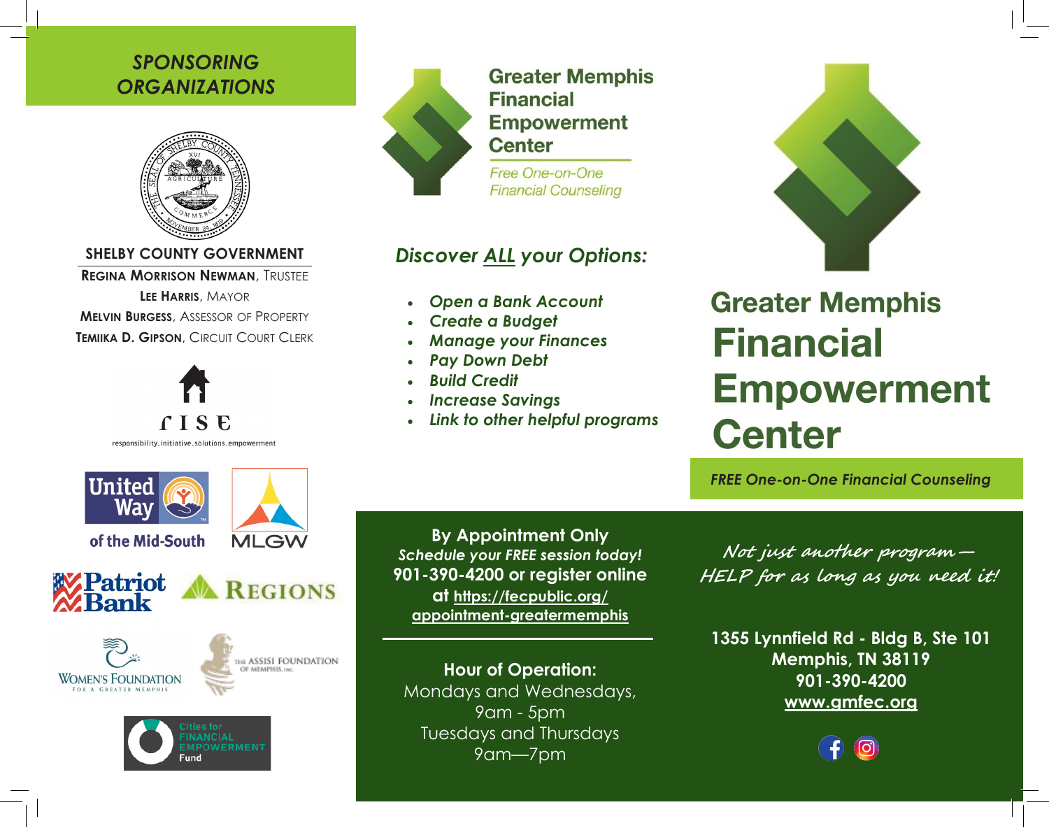## SPONSORING ORGANIZATIONS

**SHELBY COUNTY GOVERNMENT**

**Regina Morrison Newman**, Trustee
**Lee Harris**, Mayor
**Melvin Burgess**, Assessor of Property
**Temiika D. Gipson**, Circuit Court Clerk

RISE
responsibility.initiative.solutions.empowerment

United Way of the Mid-South

MLGW

Patriot Bank

Regions

Women's Foundation for a Greater Memphis

The Assisi Foundation of Memphis, Inc.

Cities for Financial Empowerment Fund

---

**Greater Memphis Financial Empowerment Center**

*Free One-on-One Financial Counseling*

## *Discover ALL your Options:*

- ***Open a Bank Account***
- ***Create a Budget***
- ***Manage your Finances***
- ***Pay Down Debt***
- ***Build Credit***
- ***Increase Savings***
- ***Link to other helpful programs***

**By Appointment Only**
***Schedule your FREE session today!***
**901-390-4200 or register online at https://fecpublic.org/appointment-greatermemphis**

---

**Hour of Operation:**
Mondays and Wednesdays,
9am - 5pm
Tuesdays and Thursdays
9am—7pm

---

# Greater Memphis Financial Empowerment Center

***FREE One-on-One Financial Counseling***

*Not just another program — HELP for as long as you need it!*

**1355 Lynnfield Rd - Bldg B, Ste 101**
**Memphis, TN 38119**
**901-390-4200**
**www.gmfec.org**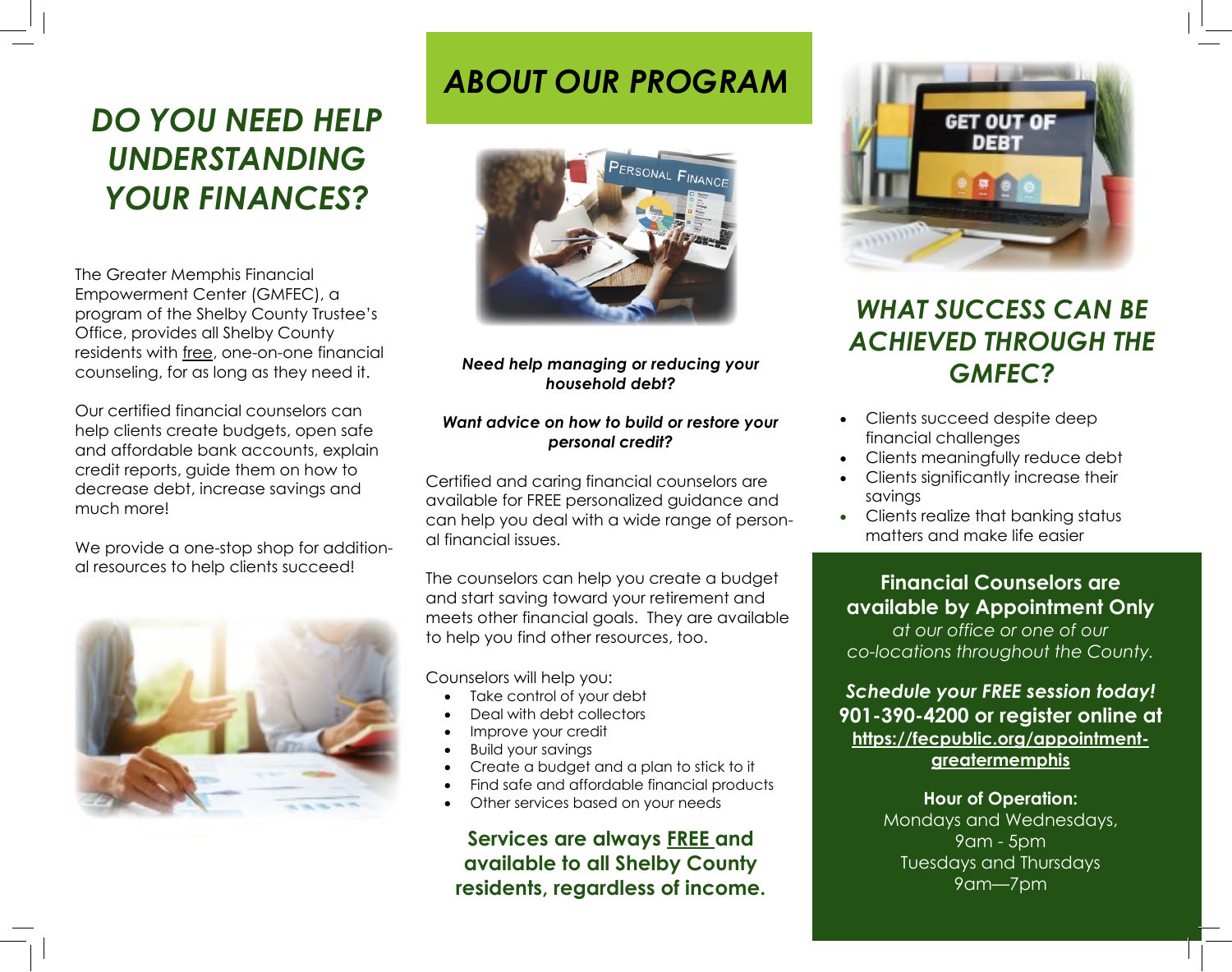# DO YOU NEED HELP UNDERSTANDING YOUR FINANCES?

The Greater Memphis Financial Empowerment Center (GMFEC), a program of the Shelby County Trustee's Office, provides all Shelby County residents with free, one-on-one financial counseling, for as long as they need it.

Our certified financial counselors can help clients create budgets, open safe and affordable bank accounts, explain credit reports, guide them on how to decrease debt, increase savings and much more!

We provide a one-stop shop for additional resources to help clients succeed!

# ABOUT OUR PROGRAM

***Need help managing or reducing your household debt?***

***Want advice on how to build or restore your personal credit?***

Certified and caring financial counselors are available for FREE personalized guidance and can help you deal with a wide range of personal financial issues.

The counselors can help you create a budget and start saving toward your retirement and meets other financial goals. They are available to help you find other resources, too.

Counselors will help you:

- Take control of your debt
- Deal with debt collectors
- Improve your credit
- Build your savings
- Create a budget and a plan to stick to it
- Find safe and affordable financial products
- Other services based on your needs

**Services are always FREE and available to all Shelby County residents, regardless of income.**

# WHAT SUCCESS CAN BE ACHIEVED THROUGH THE GMFEC?

- Clients succeed despite deep financial challenges
- Clients meaningfully reduce debt
- Clients significantly increase their savings
- Clients realize that banking status matters and make life easier

**Financial Counselors are available by Appointment Only**

*at our office or one of our co-locations throughout the County.*

***Schedule your FREE session today!***

**901-390-4200 or register online at**

**https://fecpublic.org/appointment-greatermemphis**

**Hour of Operation:**

Mondays and Wednesdays,
9am - 5pm

Tuesdays and Thursdays
9am—7pm